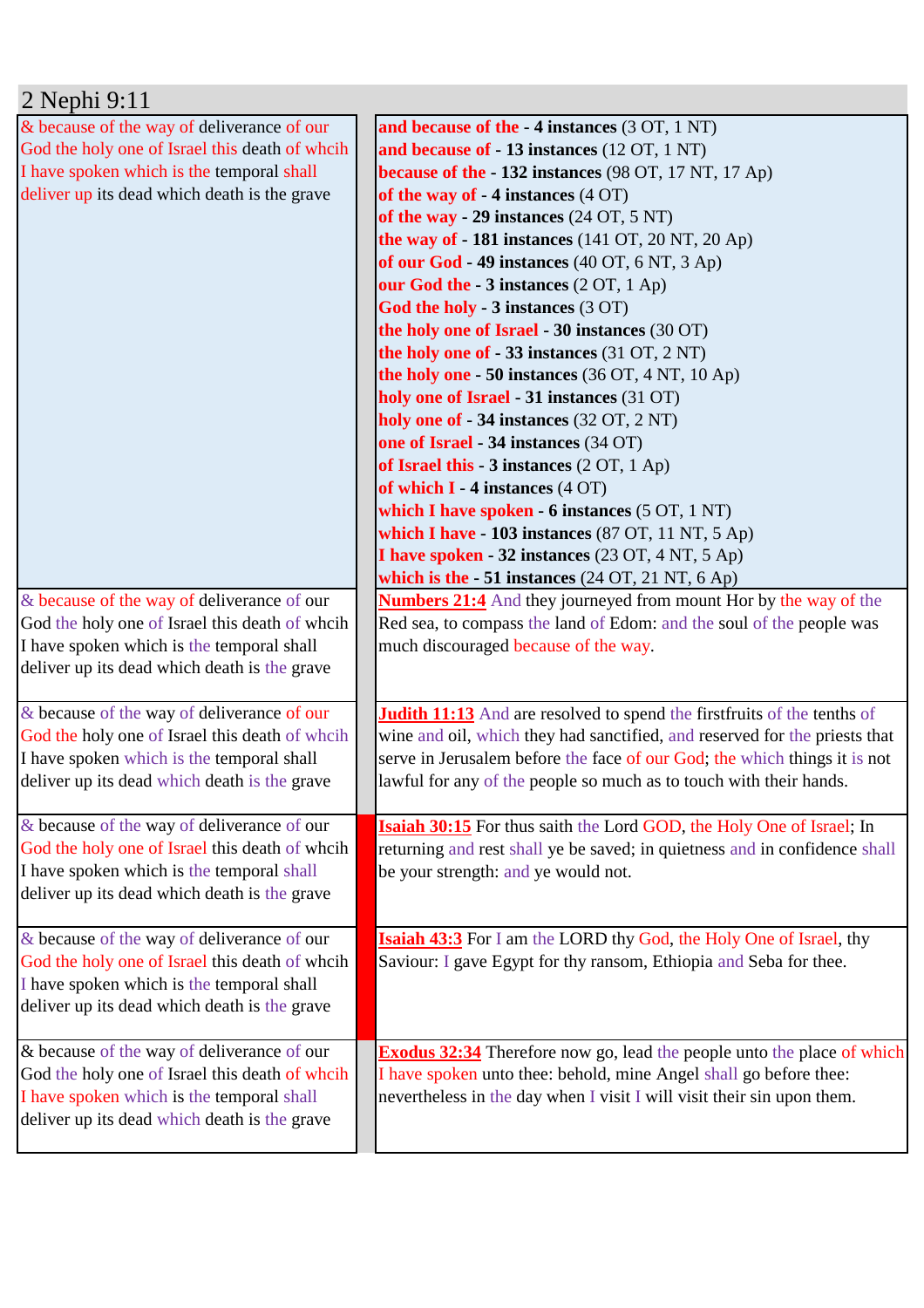## 2 Nephi 9:11

| | |
|---|---|
| & because of the way of deliverance of our God the holy one of Israel this death of whcih I have spoken which is the temporal shall deliver up its dead which death is the grave | **and because of the - 4 instances** (3 OT, 1 NT)<br>**and because of - 13 instances** (12 OT, 1 NT)<br>**because of the - 132 instances** (98 OT, 17 NT, 17 Ap)<br>**of the way of - 4 instances** (4 OT)<br>**of the way - 29 instances** (24 OT, 5 NT)<br>**the way of - 181 instances** (141 OT, 20 NT, 20 Ap)<br>**of our God - 49 instances** (40 OT, 6 NT, 3 Ap)<br>**our God the - 3 instances** (2 OT, 1 Ap)<br>**God the holy - 3 instances** (3 OT)<br>**the holy one of Israel - 30 instances** (30 OT)<br>**the holy one of - 33 instances** (31 OT, 2 NT)<br>**the holy one - 50 instances** (36 OT, 4 NT, 10 Ap)<br>**holy one of Israel - 31 instances** (31 OT)<br>**holy one of - 34 instances** (32 OT, 2 NT)<br>**one of Israel - 34 instances** (34 OT)<br>**of Israel this - 3 instances** (2 OT, 1 Ap)<br>**of which I - 4 instances** (4 OT)<br>**which I have spoken - 6 instances** (5 OT, 1 NT)<br>**which I have - 103 instances** (87 OT, 11 NT, 5 Ap)<br>**I have spoken - 32 instances** (23 OT, 4 NT, 5 Ap)<br>**which is the - 51 instances** (24 OT, 21 NT, 6 Ap) |
| & because of the way of deliverance of our God the holy one of Israel this death of whcih I have spoken which is the temporal shall deliver up its dead which death is the grave | **Numbers 21:4** And they journeyed from mount Hor by the way of the Red sea, to compass the land of Edom: and the soul of the people was much discouraged because of the way. |
| & because of the way of deliverance of our God the holy one of Israel this death of whcih I have spoken which is the temporal shall deliver up its dead which death is the grave | **Judith 11:13** And are resolved to spend the firstfruits of the tenths of wine and oil, which they had sanctified, and reserved for the priests that serve in Jerusalem before the face of our God; the which things it is not lawful for any of the people so much as to touch with their hands. |
| & because of the way of deliverance of our God the holy one of Israel this death of whcih I have spoken which is the temporal shall deliver up its dead which death is the grave | **Isaiah 30:15** For thus saith the Lord GOD, the Holy One of Israel; In returning and rest shall ye be saved; in quietness and in confidence shall be your strength: and ye would not. |
| & because of the way of deliverance of our God the holy one of Israel this death of whcih I have spoken which is the temporal shall deliver up its dead which death is the grave | **Isaiah 43:3** For I am the LORD thy God, the Holy One of Israel, thy Saviour: I gave Egypt for thy ransom, Ethiopia and Seba for thee. |
| & because of the way of deliverance of our God the holy one of Israel this death of whcih I have spoken which is the temporal shall deliver up its dead which death is the grave | **Exodus 32:34** Therefore now go, lead the people unto the place of which I have spoken unto thee: behold, mine Angel shall go before thee: nevertheless in the day when I visit I will visit their sin upon them. |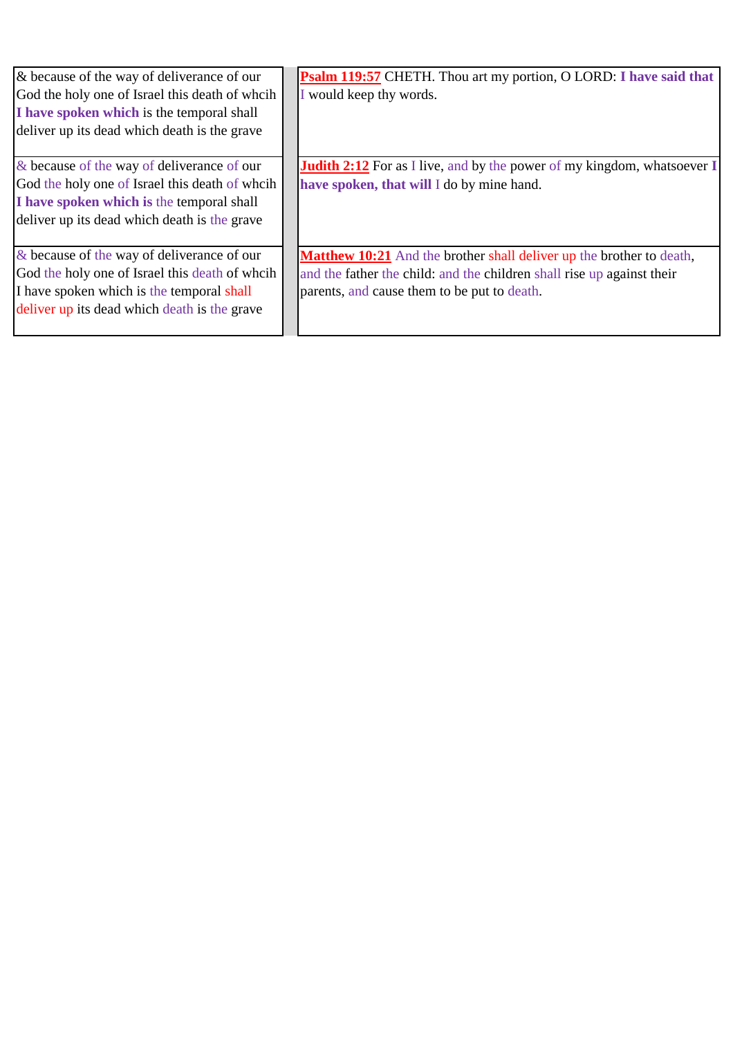| | |
|---|---|
| & because of the way of deliverance of our God the holy one of Israel this death of whcih **I have spoken which** is the temporal shall deliver up its dead which death is the grave | **Psalm 119:57** CHETH. Thou art my portion, O LORD: **I have said that** I would keep thy words. |
| & because of the way of deliverance of our God the holy one of Israel this death of whcih **I have spoken which is** the temporal shall deliver up its dead which death is the grave | **Judith 2:12** For as I live, and by the power of my kingdom, whatsoever **I have spoken, that will** I do by mine hand. |
| & because of the way of deliverance of our God the holy one of Israel this death of whcih I have spoken which is the temporal shall deliver up its dead which death is the grave | **Matthew 10:21** And the brother shall deliver up the brother to death, and the father the child: and the children shall rise up against their parents, and cause them to be put to death. |